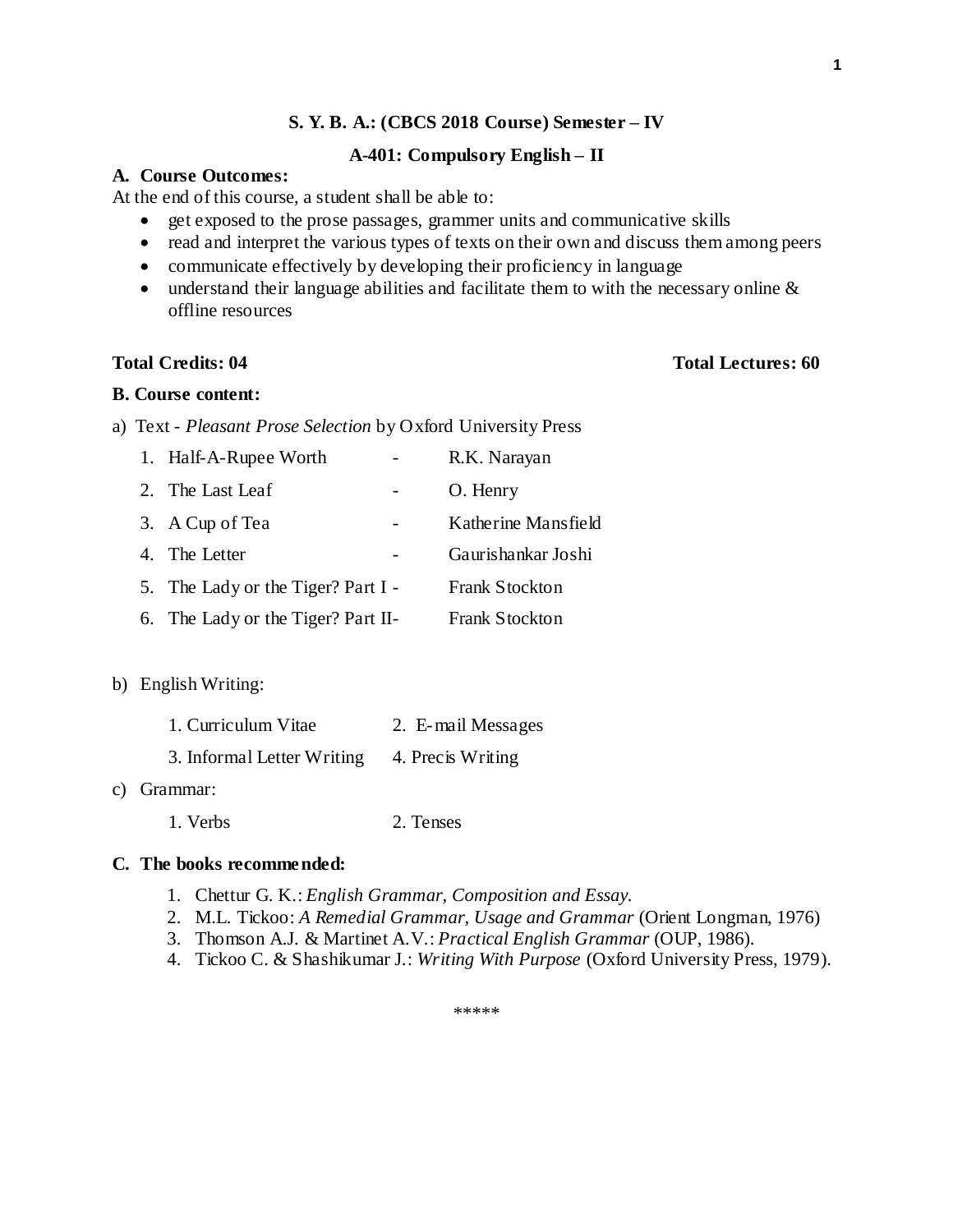**S. Y. B. A.: (CBCS 2018 Course) Semester – IV**

**A-401: Compulsory English – II**

**A. Course Outcomes:**

At the end of this course, a student shall be able to:

- get exposed to the prose passages, grammer units and communicative skills
- read and interpret the various types of texts on their own and discuss them among peers
- communicate effectively by developing their proficiency in language
- understand their language abilities and facilitate them to with the necessary online & offline resources

**Total Credits: 04** **Total Lectures: 60**

**B. Course content:**

a) Text - *Pleasant Prose Selection* by Oxford University Press

1. Half-A-Rupee Worth - R.K. Narayan
2. The Last Leaf - O. Henry
3. A Cup of Tea - Katherine Mansfield
4. The Letter - Gaurishankar Joshi
5. The Lady or the Tiger? Part I - Frank Stockton
6. The Lady or the Tiger? Part II- Frank Stockton

b) English Writing:

1. Curriculum Vitae
2. E-mail Messages
3. Informal Letter Writing
4. Precis Writing

c) Grammar:

1. Verbs
2. Tenses

**C. The books recommended:**

1. Chettur G. K.: *English Grammar, Composition and Essay.*
2. M.L. Tickoo: *A Remedial Grammar, Usage and Grammar* (Orient Longman, 1976)
3. Thomson A.J. & Martinet A.V.: *Practical English Grammar* (OUP, 1986).
4. Tickoo C. & Shashikumar J.: *Writing With Purpose* (Oxford University Press, 1979).

\*\*\*\*\*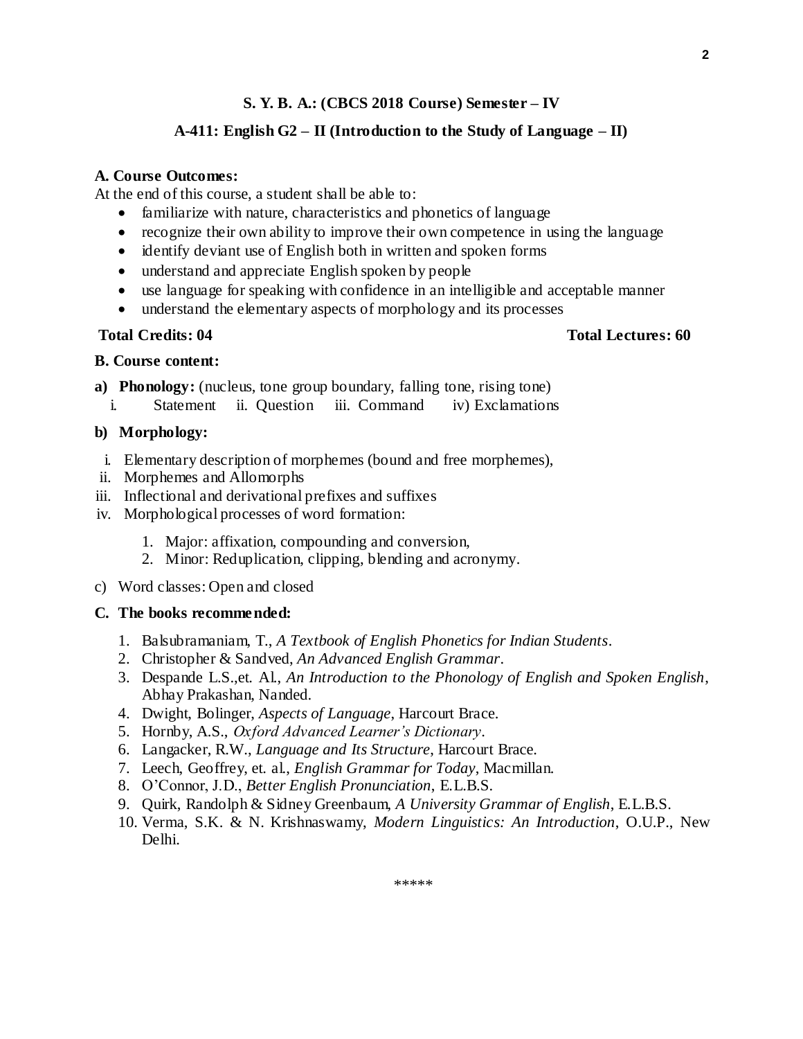## S. Y. B. A.: (CBCS 2018 Course) Semester – IV

## A-411: English G2 – II (Introduction to the Study of Language – II)

**A. Course Outcomes:**

At the end of this course, a student shall be able to:

- familiarize with nature, characteristics and phonetics of language
- recognize their own ability to improve their own competence in using the language
- identify deviant use of English both in written and spoken forms
- understand and appreciate English spoken by people
- use language for speaking with confidence in an intelligible and acceptable manner
- understand the elementary aspects of morphology and its processes

**Total Credits: 04** **Total Lectures: 60**

**B. Course content:**

**a) Phonology:** (nucleus, tone group boundary, falling tone, rising tone)

i. Statement ii. Question iii. Command iv) Exclamations

**b) Morphology:**

i. Elementary description of morphemes (bound and free morphemes),
ii. Morphemes and Allomorphs
iii. Inflectional and derivational prefixes and suffixes
iv. Morphological processes of word formation:
   1. Major: affixation, compounding and conversion,
   2. Minor: Reduplication, clipping, blending and acronymy.

c) Word classes: Open and closed

**C. The books recommended:**

1. Balsubramaniam, T., *A Textbook of English Phonetics for Indian Students*.
2. Christopher & Sandved, *An Advanced English Grammar*.
3. Despande L.S.,et. Al., *An Introduction to the Phonology of English and Spoken English*, Abhay Prakashan, Nanded.
4. Dwight, Bolinger, *Aspects of Language*, Harcourt Brace.
5. Hornby, A.S., *Oxford Advanced Learner's Dictionary*.
6. Langacker, R.W., *Language and Its Structure*, Harcourt Brace.
7. Leech, Geoffrey, et. al., *English Grammar for Today*, Macmillan.
8. O'Connor, J.D., *Better English Pronunciation*, E.L.B.S.
9. Quirk, Randolph & Sidney Greenbaum, *A University Grammar of English*, E.L.B.S.
10. Verma, S.K. & N. Krishnaswamy, *Modern Linguistics: An Introduction*, O.U.P., New Delhi.

*****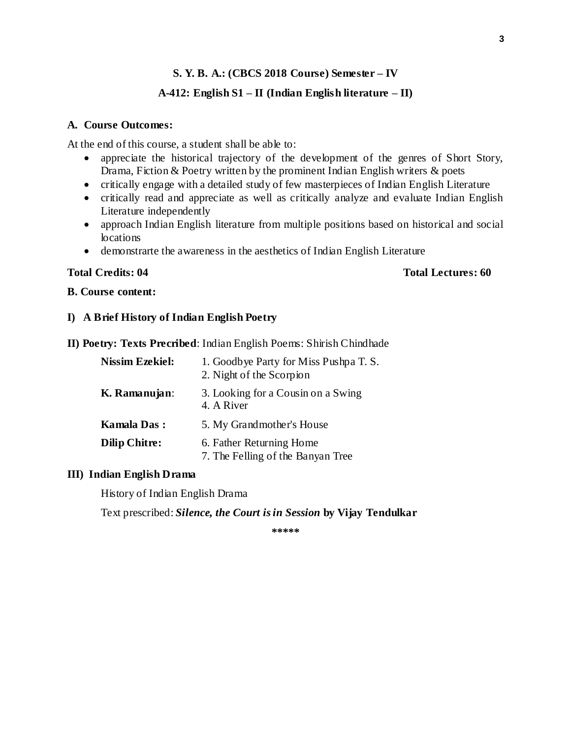## S. Y. B. A.: (CBCS 2018 Course) Semester – IV

## A-412: English S1 – II (Indian English literature – II)

**A. Course Outcomes:**

At the end of this course, a student shall be able to:

- appreciate the historical trajectory of the development of the genres of Short Story, Drama, Fiction & Poetry written by the prominent Indian English writers & poets
- critically engage with a detailed study of few masterpieces of Indian English Literature
- critically read and appreciate as well as critically analyze and evaluate Indian English Literature independently
- approach Indian English literature from multiple positions based on historical and social locations
- demonstrarte the awareness in the aesthetics of Indian English Literature

**Total Credits: 04** **Total Lectures: 60**

**B. Course content:**

**I) A Brief History of Indian English Poetry**

**II) Poetry: Texts Precribed**: Indian English Poems: Shirish Chindhade

| | |
|---|---|
| **Nissim Ezekiel:** | 1. Goodbye Party for Miss Pushpa T. S.<br>2. Night of the Scorpion |
| **K. Ramanujan**: | 3. Looking for a Cousin on a Swing<br>4. A River |
| **Kamala Das :** | 5. My Grandmother's House |
| **Dilip Chitre:** | 6. Father Returning Home<br>7. The Felling of the Banyan Tree |

**III) Indian English Drama**

History of Indian English Drama

Text prescribed: ***Silence, the Court is in Session*** **by Vijay Tendulkar**

\*\*\*\*\*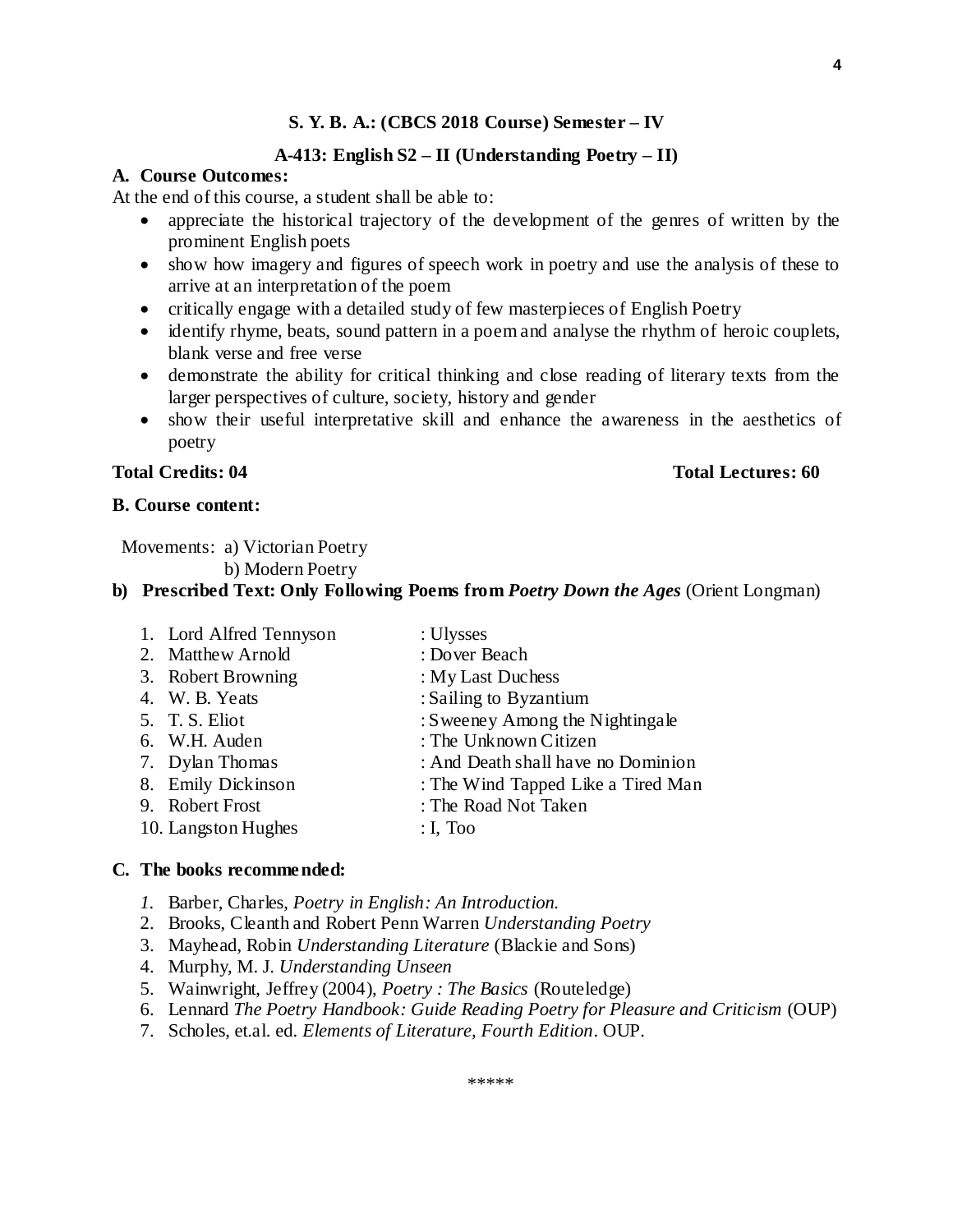**S. Y. B. A.: (CBCS 2018 Course) Semester – IV**

**A-413: English S2 – II (Understanding Poetry – II)**

**A. Course Outcomes:**

At the end of this course, a student shall be able to:

- appreciate the historical trajectory of the development of the genres of written by the prominent English poets
- show how imagery and figures of speech work in poetry and use the analysis of these to arrive at an interpretation of the poem
- critically engage with a detailed study of few masterpieces of English Poetry
- identify rhyme, beats, sound pattern in a poem and analyse the rhythm of heroic couplets, blank verse and free verse
- demonstrate the ability for critical thinking and close reading of literary texts from the larger perspectives of culture, society, history and gender
- show their useful interpretative skill and enhance the awareness in the aesthetics of poetry

**Total Credits: 04** **Total Lectures: 60**

**B. Course content:**

Movements: a) Victorian Poetry
b) Modern Poetry

**b) Prescribed Text: Only Following Poems from *Poetry Down the Ages*** (Orient Longman)

1. Lord Alfred Tennyson : Ulysses
2. Matthew Arnold : Dover Beach
3. Robert Browning : My Last Duchess
4. W. B. Yeats : Sailing to Byzantium
5. T. S. Eliot : Sweeney Among the Nightingale
6. W.H. Auden : The Unknown Citizen
7. Dylan Thomas : And Death shall have no Dominion
8. Emily Dickinson : The Wind Tapped Like a Tired Man
9. Robert Frost : The Road Not Taken
10. Langston Hughes : I, Too

**C. The books recommended:**

1. Barber, Charles, *Poetry in English: An Introduction.*
2. Brooks, Cleanth and Robert Penn Warren *Understanding Poetry*
3. Mayhead, Robin *Understanding Literature* (Blackie and Sons)
4. Murphy, M. J. *Understanding Unseen*
5. Wainwright, Jeffrey (2004), *Poetry : The Basics* (Routeledge)
6. Lennard *The Poetry Handbook: Guide Reading Poetry for Pleasure and Criticism* (OUP)
7. Scholes, et.al. ed. *Elements of Literature, Fourth Edition*. OUP.

\*\*\*\*\*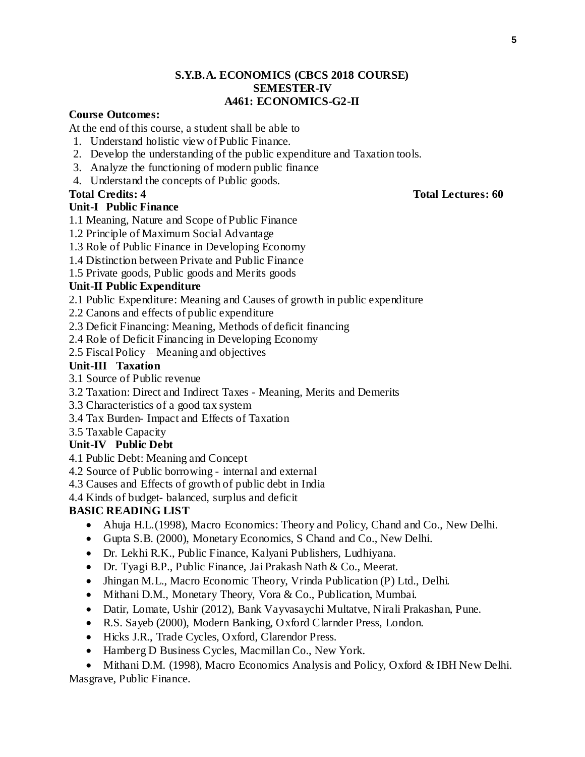# S.Y.B.A. ECONOMICS (CBCS 2018 COURSE)
## SEMESTER-IV
## A461: ECONOMICS-G2-II

**Course Outcomes:**

At the end of this course, a student shall be able to

1. Understand holistic view of Public Finance.
2. Develop the understanding of the public expenditure and Taxation tools.
3. Analyze the functioning of modern public finance
4. Understand the concepts of Public goods.

**Total Credits: 4** **Total Lectures: 60**

**Unit-I Public Finance**

1.1 Meaning, Nature and Scope of Public Finance
1.2 Principle of Maximum Social Advantage
1.3 Role of Public Finance in Developing Economy
1.4 Distinction between Private and Public Finance
1.5 Private goods, Public goods and Merits goods

**Unit-II Public Expenditure**

2.1 Public Expenditure: Meaning and Causes of growth in public expenditure
2.2 Canons and effects of public expenditure
2.3 Deficit Financing: Meaning, Methods of deficit financing
2.4 Role of Deficit Financing in Developing Economy
2.5 Fiscal Policy – Meaning and objectives

**Unit-III Taxation**

3.1 Source of Public revenue
3.2 Taxation: Direct and Indirect Taxes - Meaning, Merits and Demerits
3.3 Characteristics of a good tax system
3.4 Tax Burden- Impact and Effects of Taxation
3.5 Taxable Capacity

**Unit-IV Public Debt**

4.1 Public Debt: Meaning and Concept
4.2 Source of Public borrowing - internal and external
4.3 Causes and Effects of growth of public debt in India
4.4 Kinds of budget- balanced, surplus and deficit

**BASIC READING LIST**

- Ahuja H.L.(1998), Macro Economics: Theory and Policy, Chand and Co., New Delhi.
- Gupta S.B. (2000), Monetary Economics, S Chand and Co., New Delhi.
- Dr. Lekhi R.K., Public Finance, Kalyani Publishers, Ludhiyana.
- Dr. Tyagi B.P., Public Finance, Jai Prakash Nath & Co., Meerat.
- Jhingan M.L., Macro Economic Theory, Vrinda Publication (P) Ltd., Delhi.
- Mithani D.M., Monetary Theory, Vora & Co., Publication, Mumbai.
- Datir, Lomate, Ushir (2012), Bank Vayvasaychi Multatve, Nirali Prakashan, Pune.
- R.S. Sayeb (2000), Modern Banking, Oxford Clarnder Press, London.
- Hicks J.R., Trade Cycles, Oxford, Clarendor Press.
- Hamberg D Business Cycles, Macmillan Co., New York.
- Mithani D.M. (1998), Macro Economics Analysis and Policy, Oxford & IBH New Delhi.

Masgrave, Public Finance.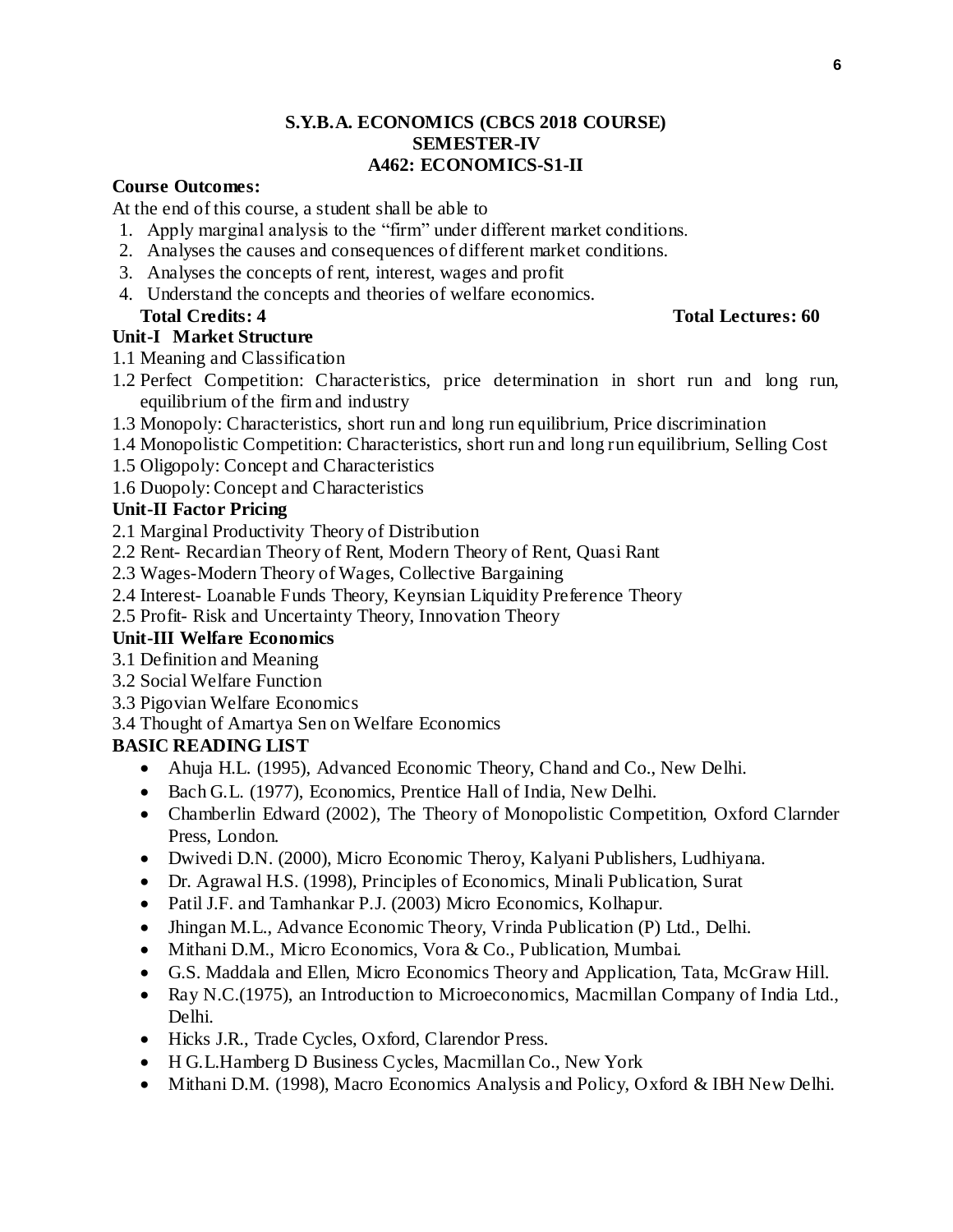**S.Y.B.A. ECONOMICS (CBCS 2018 COURSE)**
**SEMESTER-IV**
**A462: ECONOMICS-S1-II**

**Course Outcomes:**

At the end of this course, a student shall be able to

1. Apply marginal analysis to the "firm" under different market conditions.
2. Analyses the causes and consequences of different market conditions.
3. Analyses the concepts of rent, interest, wages and profit
4. Understand the concepts and theories of welfare economics.

**Total Credits: 4** **Total Lectures: 60**

**Unit-I Market Structure**

1.1 Meaning and Classification
1.2 Perfect Competition: Characteristics, price determination in short run and long run, equilibrium of the firm and industry
1.3 Monopoly: Characteristics, short run and long run equilibrium, Price discrimination
1.4 Monopolistic Competition: Characteristics, short run and long run equilibrium, Selling Cost
1.5 Oligopoly: Concept and Characteristics
1.6 Duopoly: Concept and Characteristics

**Unit-II Factor Pricing**

2.1 Marginal Productivity Theory of Distribution
2.2 Rent- Recardian Theory of Rent, Modern Theory of Rent, Quasi Rant
2.3 Wages-Modern Theory of Wages, Collective Bargaining
2.4 Interest- Loanable Funds Theory, Keynsian Liquidity Preference Theory
2.5 Profit- Risk and Uncertainty Theory, Innovation Theory

**Unit-III Welfare Economics**

3.1 Definition and Meaning
3.2 Social Welfare Function
3.3 Pigovian Welfare Economics
3.4 Thought of Amartya Sen on Welfare Economics

**BASIC READING LIST**

- Ahuja H.L. (1995), Advanced Economic Theory, Chand and Co., New Delhi.
- Bach G.L. (1977), Economics, Prentice Hall of India, New Delhi.
- Chamberlin Edward (2002), The Theory of Monopolistic Competition, Oxford Clarnder Press, London.
- Dwivedi D.N. (2000), Micro Economic Theroy, Kalyani Publishers, Ludhiyana.
- Dr. Agrawal H.S. (1998), Principles of Economics, Minali Publication, Surat
- Patil J.F. and Tamhankar P.J. (2003) Micro Economics, Kolhapur.
- Jhingan M.L., Advance Economic Theory, Vrinda Publication (P) Ltd., Delhi.
- Mithani D.M., Micro Economics, Vora & Co., Publication, Mumbai.
- G.S. Maddala and Ellen, Micro Economics Theory and Application, Tata, McGraw Hill.
- Ray N.C.(1975), an Introduction to Microeconomics, Macmillan Company of India Ltd., Delhi.
- Hicks J.R., Trade Cycles, Oxford, Clarendor Press.
- H G.L.Hamberg D Business Cycles, Macmillan Co., New York
- Mithani D.M. (1998), Macro Economics Analysis and Policy, Oxford & IBH New Delhi.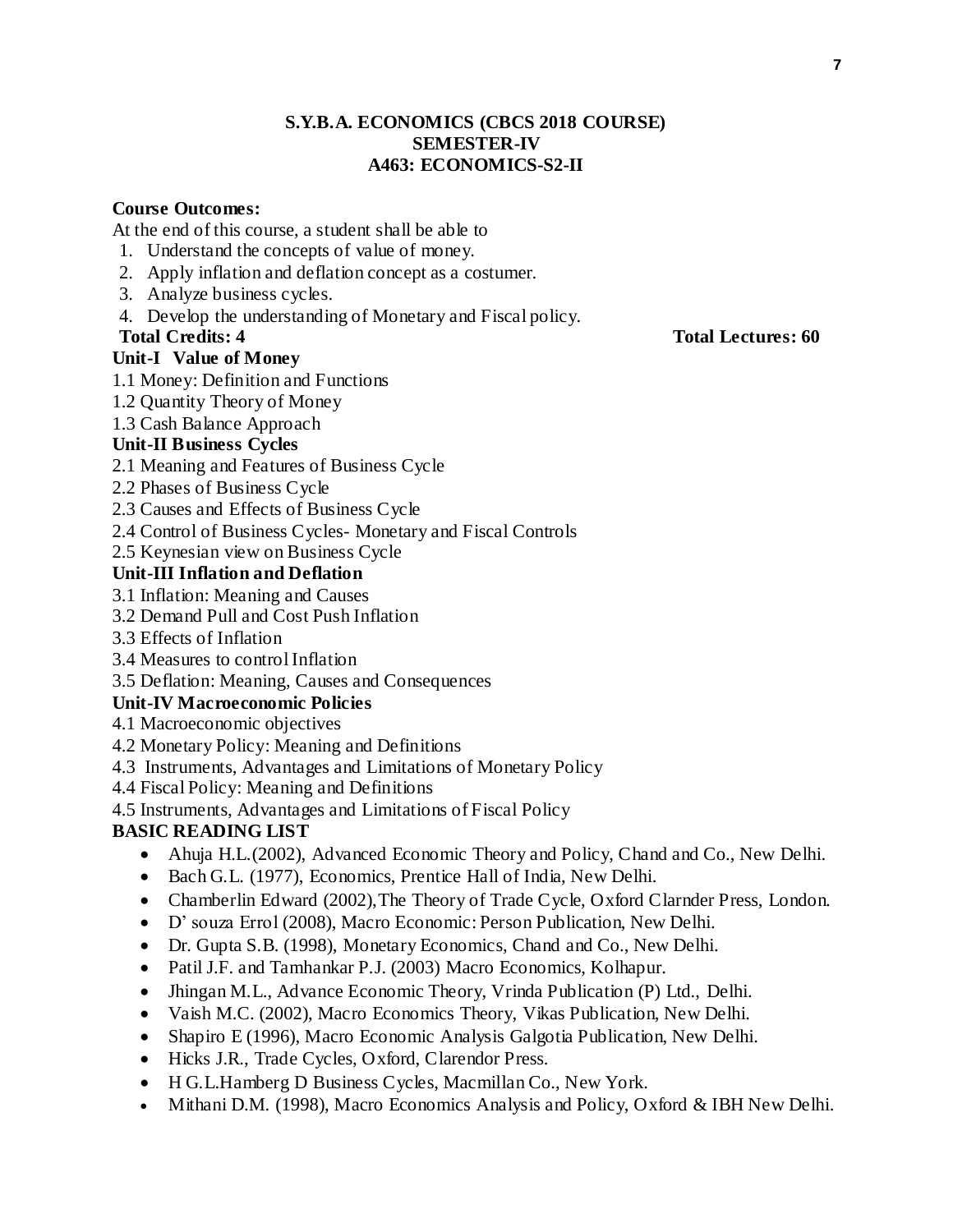**S.Y.B.A. ECONOMICS (CBCS 2018 COURSE)**
**SEMESTER-IV**
**A463: ECONOMICS-S2-II**

**Course Outcomes:**

At the end of this course, a student shall be able to

1. Understand the concepts of value of money.
2. Apply inflation and deflation concept as a costumer.
3. Analyze business cycles.
4. Develop the understanding of Monetary and Fiscal policy.

**Total Credits: 4** **Total Lectures: 60**

**Unit-I Value of Money**

1.1 Money: Definition and Functions
1.2 Quantity Theory of Money
1.3 Cash Balance Approach

**Unit-II Business Cycles**

2.1 Meaning and Features of Business Cycle
2.2 Phases of Business Cycle
2.3 Causes and Effects of Business Cycle
2.4 Control of Business Cycles- Monetary and Fiscal Controls
2.5 Keynesian view on Business Cycle

**Unit-III Inflation and Deflation**

3.1 Inflation: Meaning and Causes
3.2 Demand Pull and Cost Push Inflation
3.3 Effects of Inflation
3.4 Measures to control Inflation
3.5 Deflation: Meaning, Causes and Consequences

**Unit-IV Macroeconomic Policies**

4.1 Macroeconomic objectives
4.2 Monetary Policy: Meaning and Definitions
4.3 Instruments, Advantages and Limitations of Monetary Policy
4.4 Fiscal Policy: Meaning and Definitions
4.5 Instruments, Advantages and Limitations of Fiscal Policy

**BASIC READING LIST**

- Ahuja H.L.(2002), Advanced Economic Theory and Policy, Chand and Co., New Delhi.
- Bach G.L. (1977), Economics, Prentice Hall of India, New Delhi.
- Chamberlin Edward (2002),The Theory of Trade Cycle, Oxford Clarnder Press, London.
- D' souza Errol (2008), Macro Economic: Person Publication, New Delhi.
- Dr. Gupta S.B. (1998), Monetary Economics, Chand and Co., New Delhi.
- Patil J.F. and Tamhankar P.J. (2003) Macro Economics, Kolhapur.
- Jhingan M.L., Advance Economic Theory, Vrinda Publication (P) Ltd., Delhi.
- Vaish M.C. (2002), Macro Economics Theory, Vikas Publication, New Delhi.
- Shapiro E (1996), Macro Economic Analysis Galgotia Publication, New Delhi.
- Hicks J.R., Trade Cycles, Oxford, Clarendor Press.
- H G.L.Hamberg D Business Cycles, Macmillan Co., New York.
- Mithani D.M. (1998), Macro Economics Analysis and Policy, Oxford & IBH New Delhi.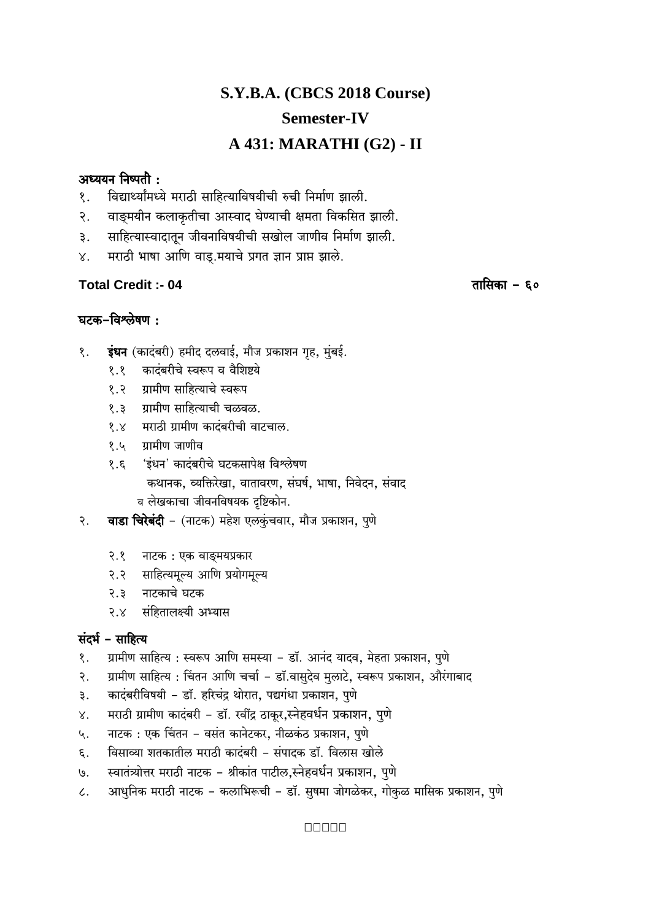# S.Y.B.A. (CBCS 2018 Course)

## Semester-IV

## A 431: MARATHI (G2) - II

**अध्ययन निष्पती :**

१. विद्यार्थ्यांमध्ये मराठी साहित्याविषयीची रुची निर्माण झाली.
२. वाङ्मयीन कलाकृतीचा आस्वाद घेण्याची क्षमता विकसित झाली.
३. साहित्यास्वादातून जीवनाविषयीची सखोल जाणीव निर्माण झाली.
४. मराठी भाषा आणि वाङ्.मयाचे प्रगत ज्ञान प्राप्त झाले.

**Total Credit :- 04** **तासिका – ६०**

**घटक–विश्लेषण :**

१. **इंधन** (कादंबरी) हमीद दलवाई, मौज प्रकाशन गृह, मुंबई.
   - १.१ कादंबरीचे स्वरूप व वैशिष्टये
   - १.२ ग्रामीण साहित्याचे स्वरूप
   - १.३ ग्रामीण साहित्याची चळवळ.
   - १.४ मराठी ग्रामीण कादंबरीची वाटचाल.
   - १.५ ग्रामीण जाणीव
   - १.६ 'इंधन' कादंबरीचे घटकसापेक्ष विश्लेषण
     कथानक, व्यक्तिरेखा, वातावरण, संघर्ष, भाषा, निवेदन, संवाद
     व लेखकाचा जीवनविषयक दृष्टिकोन.

२. **वाडा चिरेबंदी** – (नाटक) महेश एलकुंचवार, मौज प्रकाशन, पुणे
   - २.१ नाटक : एक वाङ्मयप्रकार
   - २.२ साहित्यमूल्य आणि प्रयोगमूल्य
   - २.३ नाटकाचे घटक
   - २.४ संहितालक्ष्यी अभ्यास

**संदर्भ – साहित्य**

१. ग्रामीण साहित्य : स्वरूप आणि समस्या – डॉ. आनंद यादव, मेहता प्रकाशन, पुणे
२. ग्रामीण साहित्य : चिंतन आणि चर्चा – डॉ.वासुदेव मुलाटे, स्वरूप प्रकाशन, औरंगाबाद
३. कादंबरीविषयी – डॉ. हरिचंद्र थोरात, पद्मगंधा प्रकाशन, पुणे
४. मराठी ग्रामीण कादंबरी – डॉ. रवींद्र ठाकूर,स्नेहवर्धन प्रकाशन, पुणे
५. नाटक : एक चिंतन – वसंत कानेटकर, नीळकंठ प्रकाशन, पुणे
६. विसाव्या शतकातील मराठी कादंबरी – संपादक डॉ. विलास खोले
७. स्वातंत्र्योत्तर मराठी नाटक – श्रीकांत पाटील,स्नेहवर्धन प्रकाशन, पुणे
८. आधुनिक मराठी नाटक – कलाभिरूची – डॉ. सुषमा जोगळेकर, गोकुळ मासिक प्रकाशन, पुणे